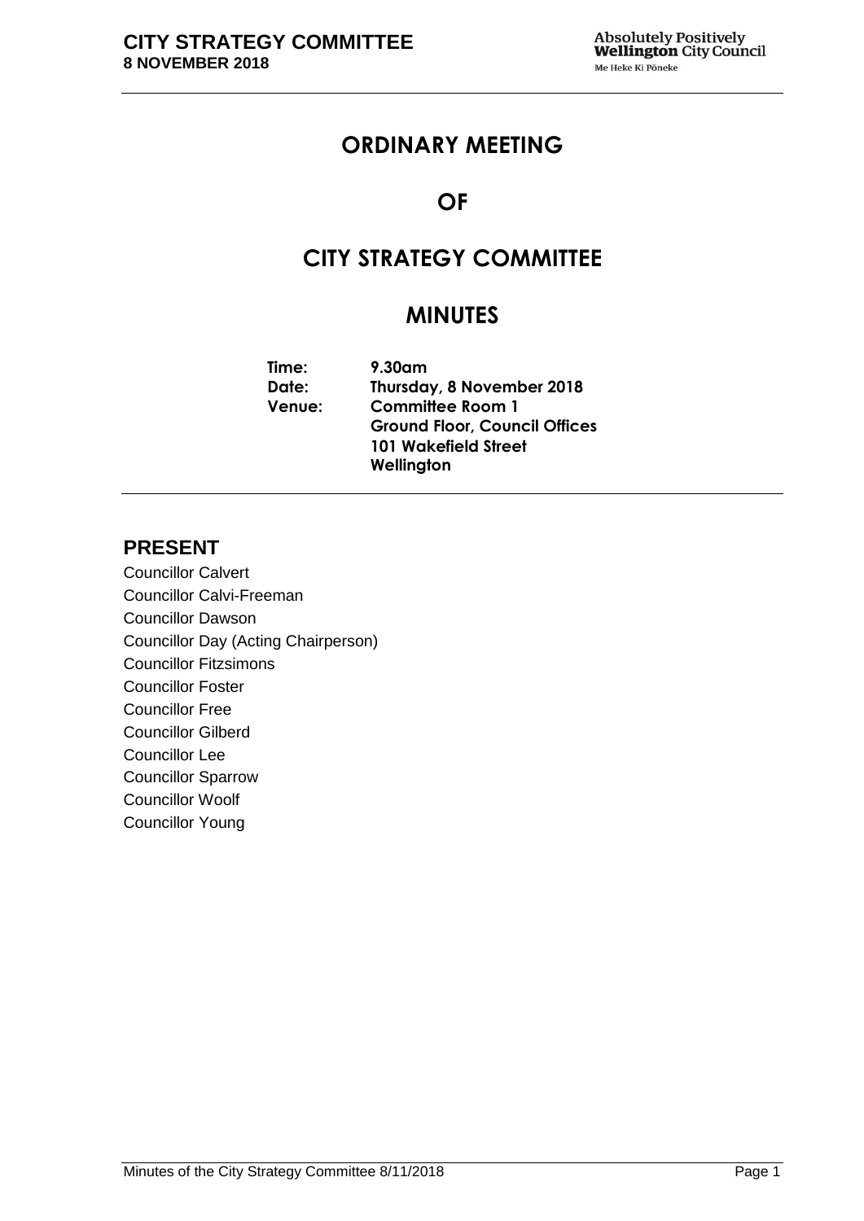# ORDINARY MEETING

# OF

# CITY STRATEGY COMMITTEE

# MINUTES

**Time:** 9.30am
**Date:** Thursday, 8 November 2018
**Venue:** Committee Room 1
Ground Floor, Council Offices
101 Wakefield Street
Wellington

## PRESENT

Councillor Calvert
Councillor Calvi-Freeman
Councillor Dawson
Councillor Day (Acting Chairperson)
Councillor Fitzsimons
Councillor Foster
Councillor Free
Councillor Gilberd
Councillor Lee
Councillor Sparrow
Councillor Woolf
Councillor Young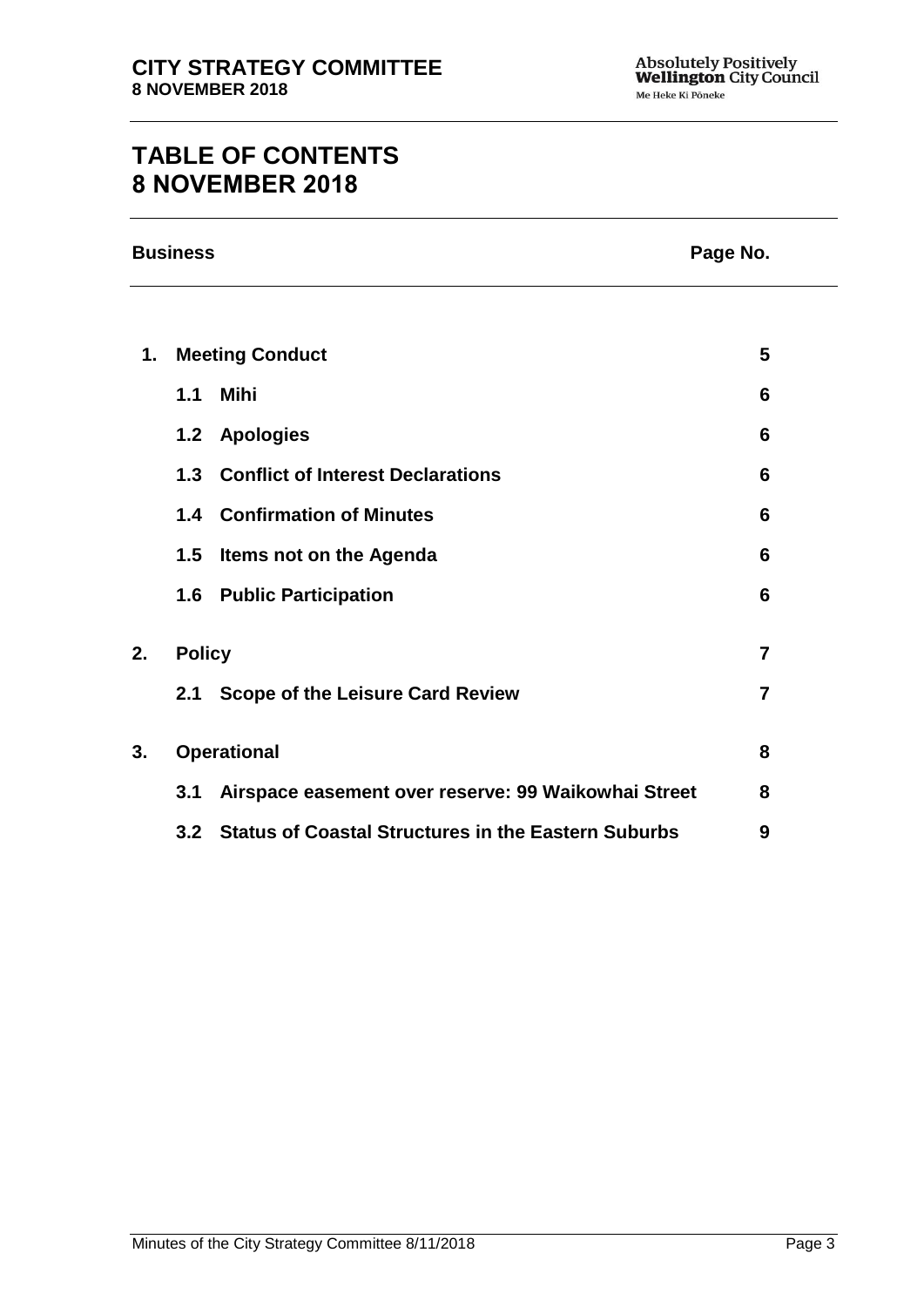# TABLE OF CONTENTS
# 8 NOVEMBER 2018

| Business | | | Page No. |
|---|---|---|---|
| **1.** | **Meeting Conduct** | | **5** |
| | **1.1** | **Mihi** | **6** |
| | **1.2** | **Apologies** | **6** |
| | **1.3** | **Conflict of Interest Declarations** | **6** |
| | **1.4** | **Confirmation of Minutes** | **6** |
| | **1.5** | **Items not on the Agenda** | **6** |
| | **1.6** | **Public Participation** | **6** |
| **2.** | **Policy** | | **7** |
| | **2.1** | **Scope of the Leisure Card Review** | **7** |
| **3.** | **Operational** | | **8** |
| | **3.1** | **Airspace easement over reserve: 99 Waikowhai Street** | **8** |
| | **3.2** | **Status of Coastal Structures in the Eastern Suburbs** | **9** |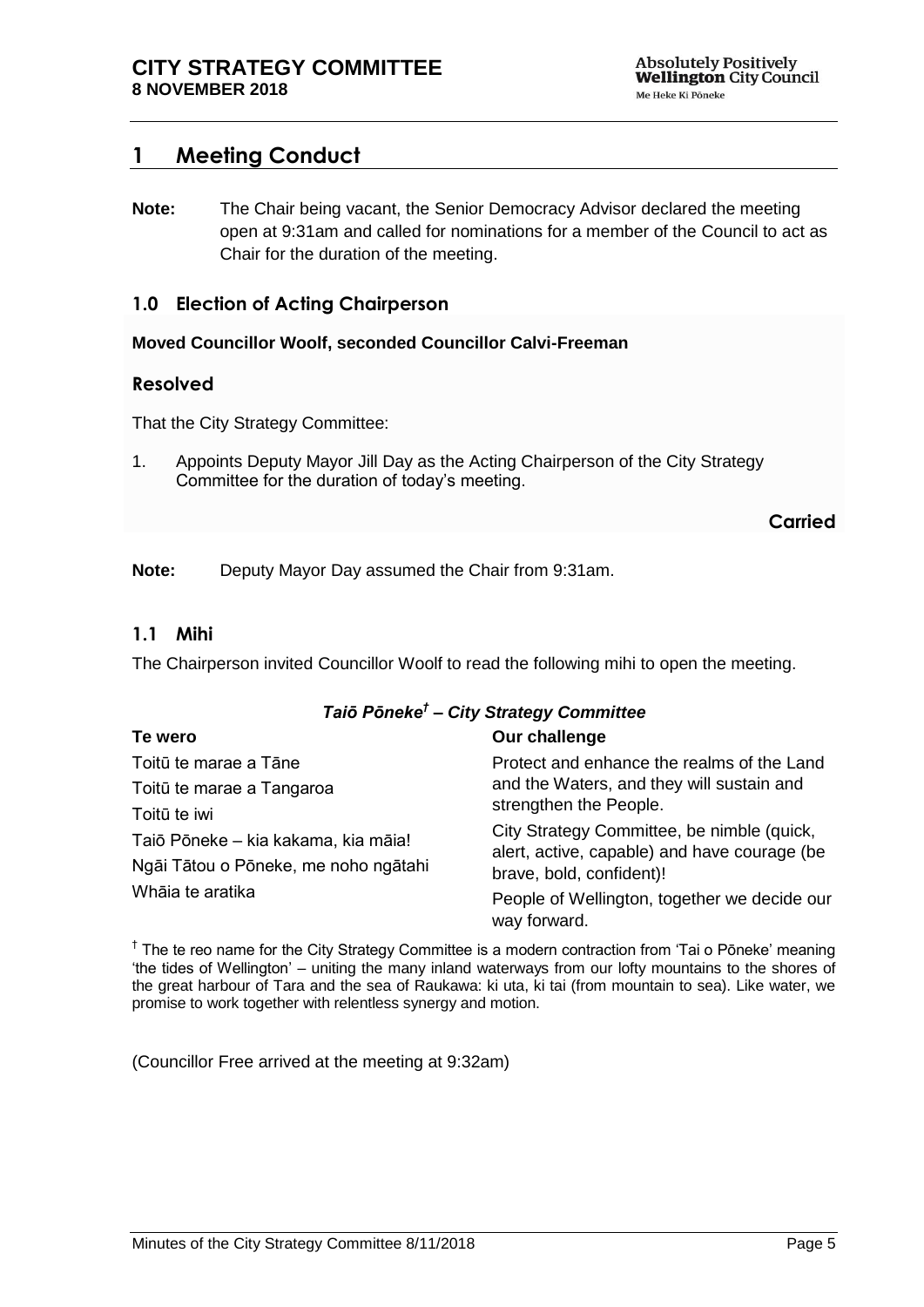# 1 Meeting Conduct

**Note:** The Chair being vacant, the Senior Democracy Advisor declared the meeting open at 9:31am and called for nominations for a member of the Council to act as Chair for the duration of the meeting.

## 1.0 Election of Acting Chairperson

**Moved Councillor Woolf, seconded Councillor Calvi-Freeman**

### Resolved

That the City Strategy Committee:

1. Appoints Deputy Mayor Jill Day as the Acting Chairperson of the City Strategy Committee for the duration of today's meeting.

**Carried**

**Note:** Deputy Mayor Day assumed the Chair from 9:31am.

## 1.1 Mihi

The Chairperson invited Councillor Woolf to read the following mihi to open the meeting.

***Taiō Pōneke† – City Strategy Committee***

| **Te wero** | **Our challenge** |
| --- | --- |
| Toitū te marae a Tāne<br>Toitū te marae a Tangaroa<br>Toitū te iwi | Protect and enhance the realms of the Land and the Waters, and they will sustain and strengthen the People. |
| Taiō Pōneke – kia kakama, kia māia! | City Strategy Committee, be nimble (quick, alert, active, capable) and have courage (be brave, bold, confident)! |
| Ngāi Tātou o Pōneke, me noho ngātahi<br>Whāia te aratika | People of Wellington, together we decide our way forward. |

† The te reo name for the City Strategy Committee is a modern contraction from 'Tai o Pōneke' meaning 'the tides of Wellington' – uniting the many inland waterways from our lofty mountains to the shores of the great harbour of Tara and the sea of Raukawa: ki uta, ki tai (from mountain to sea). Like water, we promise to work together with relentless synergy and motion.

(Councillor Free arrived at the meeting at 9:32am)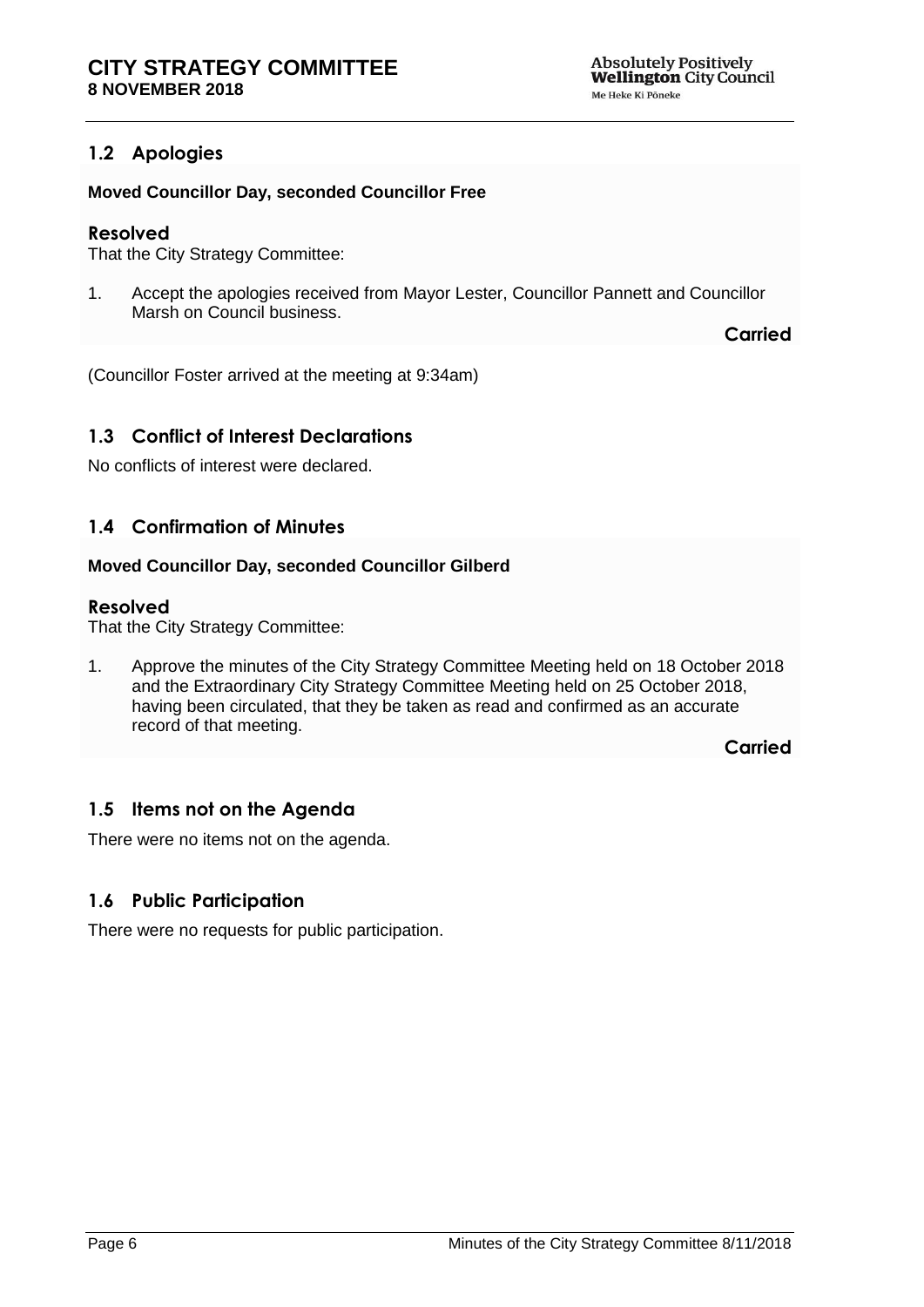## 1.2 Apologies

**Moved Councillor Day, seconded Councillor Free**

### Resolved

That the City Strategy Committee:

1. Accept the apologies received from Mayor Lester, Councillor Pannett and Councillor Marsh on Council business.

**Carried**

(Councillor Foster arrived at the meeting at 9:34am)

## 1.3 Conflict of Interest Declarations

No conflicts of interest were declared.

## 1.4 Confirmation of Minutes

**Moved Councillor Day, seconded Councillor Gilberd**

### Resolved

That the City Strategy Committee:

1. Approve the minutes of the City Strategy Committee Meeting held on 18 October 2018 and the Extraordinary City Strategy Committee Meeting held on 25 October 2018, having been circulated, that they be taken as read and confirmed as an accurate record of that meeting.

**Carried**

## 1.5 Items not on the Agenda

There were no items not on the agenda.

## 1.6 Public Participation

There were no requests for public participation.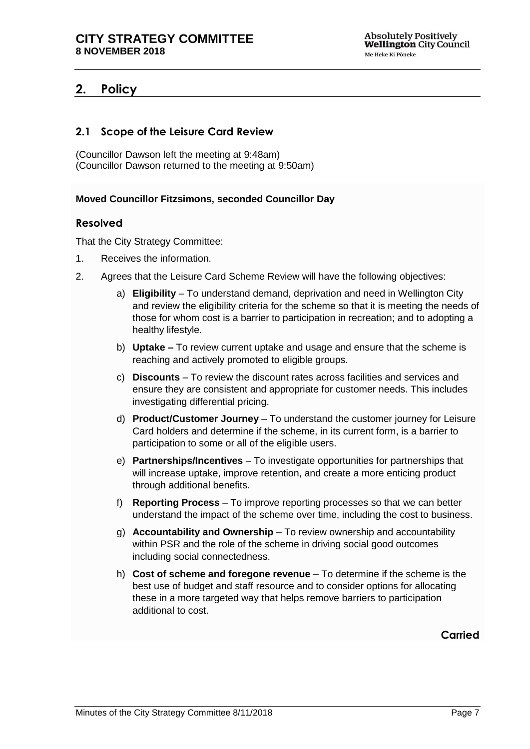## 2. Policy

### 2.1 Scope of the Leisure Card Review

(Councillor Dawson left the meeting at 9:48am)
(Councillor Dawson returned to the meeting at 9:50am)

**Moved Councillor Fitzsimons, seconded Councillor Day**

#### Resolved

That the City Strategy Committee:

1. Receives the information.
2. Agrees that the Leisure Card Scheme Review will have the following objectives:
   a) **Eligibility** – To understand demand, deprivation and need in Wellington City and review the eligibility criteria for the scheme so that it is meeting the needs of those for whom cost is a barrier to participation in recreation; and to adopting a healthy lifestyle.
   b) **Uptake –** To review current uptake and usage and ensure that the scheme is reaching and actively promoted to eligible groups.
   c) **Discounts** – To review the discount rates across facilities and services and ensure they are consistent and appropriate for customer needs. This includes investigating differential pricing.
   d) **Product/Customer Journey** – To understand the customer journey for Leisure Card holders and determine if the scheme, in its current form, is a barrier to participation to some or all of the eligible users.
   e) **Partnerships/Incentives** – To investigate opportunities for partnerships that will increase uptake, improve retention, and create a more enticing product through additional benefits.
   f) **Reporting Process** – To improve reporting processes so that we can better understand the impact of the scheme over time, including the cost to business.
   g) **Accountability and Ownership** – To review ownership and accountability within PSR and the role of the scheme in driving social good outcomes including social connectedness.
   h) **Cost of scheme and foregone revenue** – To determine if the scheme is the best use of budget and staff resource and to consider options for allocating these in a more targeted way that helps remove barriers to participation additional to cost.

**Carried**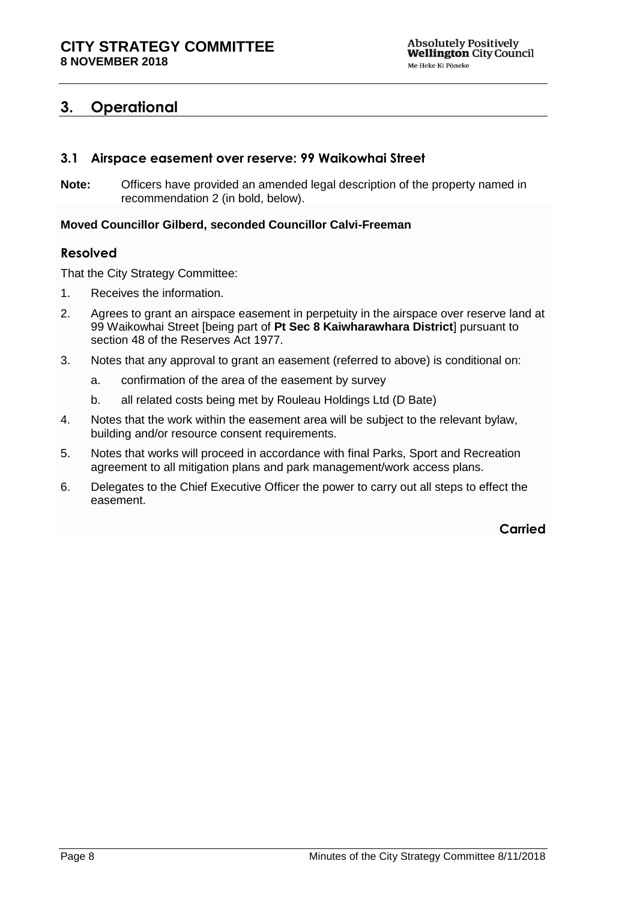## 3. Operational

### 3.1 Airspace easement over reserve: 99 Waikowhai Street

**Note:** Officers have provided an amended legal description of the property named in recommendation 2 (in bold, below).

**Moved Councillor Gilberd, seconded Councillor Calvi-Freeman**

### Resolved

That the City Strategy Committee:

1. Receives the information.
2. Agrees to grant an airspace easement in perpetuity in the airspace over reserve land at 99 Waikowhai Street [being part of **Pt Sec 8 Kaiwharawhara District**] pursuant to section 48 of the Reserves Act 1977.
3. Notes that any approval to grant an easement (referred to above) is conditional on:
   a. confirmation of the area of the easement by survey
   b. all related costs being met by Rouleau Holdings Ltd (D Bate)
4. Notes that the work within the easement area will be subject to the relevant bylaw, building and/or resource consent requirements.
5. Notes that works will proceed in accordance with final Parks, Sport and Recreation agreement to all mitigation plans and park management/work access plans.
6. Delegates to the Chief Executive Officer the power to carry out all steps to effect the easement.

**Carried**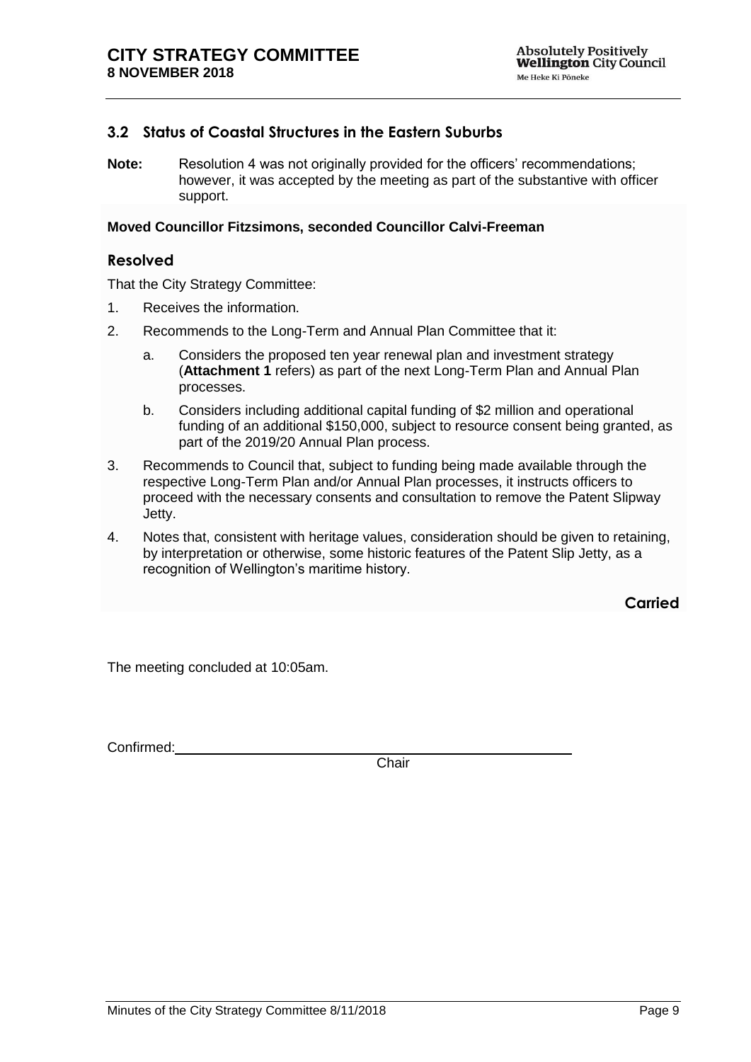## 3.2 Status of Coastal Structures in the Eastern Suburbs

**Note:** Resolution 4 was not originally provided for the officers' recommendations; however, it was accepted by the meeting as part of the substantive with officer support.

**Moved Councillor Fitzsimons, seconded Councillor Calvi-Freeman**

### Resolved

That the City Strategy Committee:

1. Receives the information.
2. Recommends to the Long-Term and Annual Plan Committee that it:
   a. Considers the proposed ten year renewal plan and investment strategy (**Attachment 1** refers) as part of the next Long-Term Plan and Annual Plan processes.
   b. Considers including additional capital funding of $2 million and operational funding of an additional $150,000, subject to resource consent being granted, as part of the 2019/20 Annual Plan process.
3. Recommends to Council that, subject to funding being made available through the respective Long-Term Plan and/or Annual Plan processes, it instructs officers to proceed with the necessary consents and consultation to remove the Patent Slipway Jetty.
4. Notes that, consistent with heritage values, consideration should be given to retaining, by interpretation or otherwise, some historic features of the Patent Slip Jetty, as a recognition of Wellington's maritime history.

**Carried**

The meeting concluded at 10:05am.

Confirmed: ______________________________

Chair